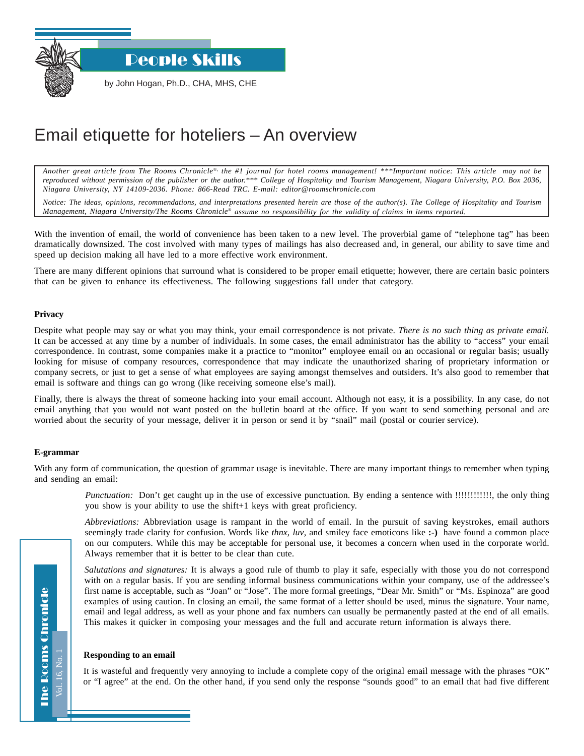# People Skills

by John Hogan, Ph.D., CHA, MHS, CHE

## Email etiquette for hoteliers – An overview

*Another great article from The Rooms Chronicle®, the #1 journal for hotel rooms management! \*\*\*Important notice: This article may not be reproduced without permission of the publisher or the author.\*\*\* College of Hospitality and Tourism Management, Niagara University, P.O. Box 2036, Niagara University, NY 14109-2036. Phone: 866-Read TRC. E-mail: editor@roomschronicle.com*

*Notice: The ideas, opinions, recommendations, and interpretations presented herein are those of the author(s). The College of Hospitality and Tourism Management, Niagara University/The Rooms Chronicle® assume no responsibility for the validity of claims in items reported.*

With the invention of email, the world of convenience has been taken to a new level. The proverbial game of "telephone tag" has been dramatically downsized. The cost involved with many types of mailings has also decreased and, in general, our ability to save time and speed up decision making all have led to a more effective work environment.

There are many different opinions that surround what is considered to be proper email etiquette; however, there are certain basic pointers that can be given to enhance its effectiveness. The following suggestions fall under that category.

**Privacy**

Despite what people may say or what you may think, your email correspondence is not private. *There is no such thing as private email.* It can be accessed at any time by a number of individuals. In some cases, the email administrator has the ability to "access" your email correspondence. In contrast, some companies make it a practice to "monitor" employee email on an occasional or regular basis; usually looking for misuse of company resources, correspondence that may indicate the unauthorized sharing of proprietary information or company secrets, or just to get a sense of what employees are saying amongst themselves and outsiders. It's also good to remember that email is software and things can go wrong (like receiving someone else's mail).

Finally, there is always the threat of someone hacking into your email account. Although not easy, it is a possibility. In any case, do not email anything that you would not want posted on the bulletin board at the office. If you want to send something personal and are worried about the security of your message, deliver it in person or send it by "snail" mail (postal or courier service).

**E-grammar**

With any form of communication, the question of grammar usage is inevitable. There are many important things to remember when typing and sending an email:

> *Punctuation:* Don't get caught up in the use of excessive punctuation. By ending a sentence with !!!!!!!!!!!!, the only thing you show is your ability to use the shift+1 keys with great proficiency.
>
> *Abbreviations:* Abbreviation usage is rampant in the world of email. In the pursuit of saving keystrokes, email authors seemingly trade clarity for confusion. Words like *thnx*, *luv*, and smiley face emoticons like **:-)** have found a common place on our computers. While this may be acceptable for personal use, it becomes a concern when used in the corporate world. Always remember that it is better to be clear than cute.
>
> *Salutations and signatures:* It is always a good rule of thumb to play it safe, especially with those you do not correspond with on a regular basis. If you are sending informal business communications within your company, use of the addressee's first name is acceptable, such as "Joan" or "Jose". The more formal greetings, "Dear Mr. Smith" or "Ms. Espinoza" are good examples of using caution. In closing an email, the same format of a letter should be used, minus the signature. Your name, email and legal address, as well as your phone and fax numbers can usually be permanently pasted at the end of all emails. This makes it quicker in composing your messages and the full and accurate return information is always there.

**Responding to an email**

It is wasteful and frequently very annoying to include a complete copy of the original email message with the phrases "OK" or "I agree" at the end. On the other hand, if you send only the response "sounds good" to an email that had five different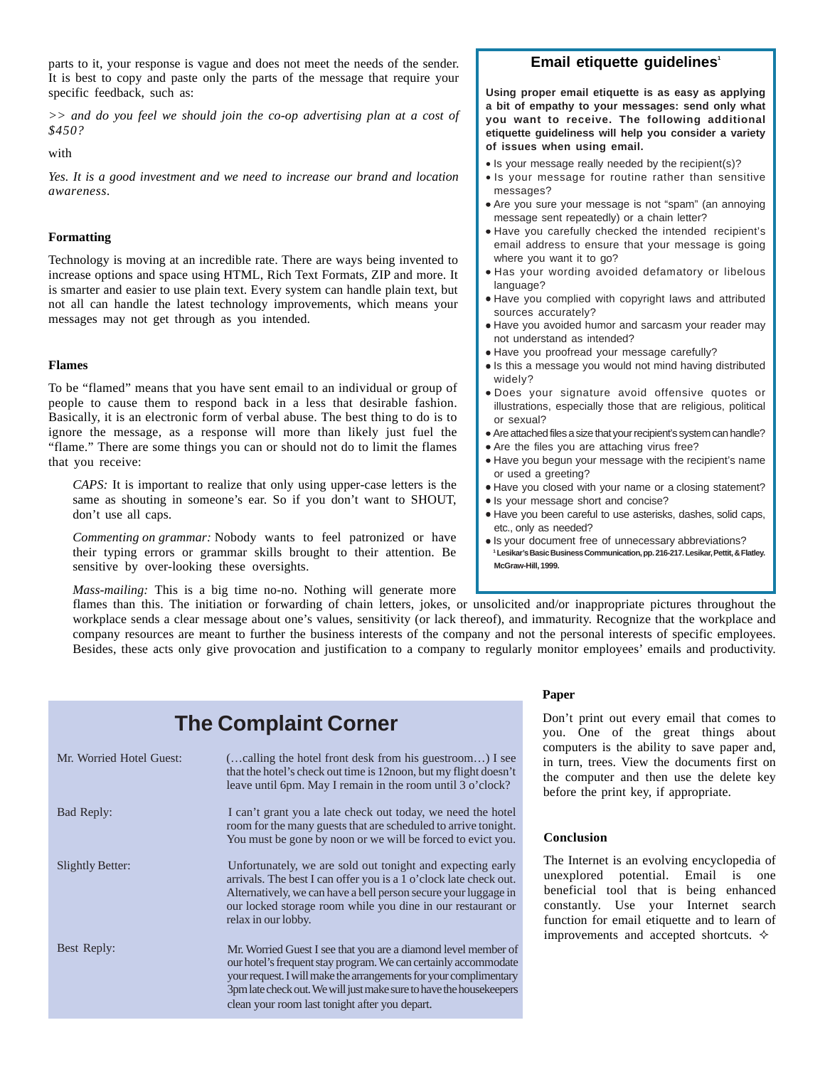parts to it, your response is vague and does not meet the needs of the sender. It is best to copy and paste only the parts of the message that require your specific feedback, such as:

*>> and do you feel we should join the co-op advertising plan at a cost of $450?*

with

*Yes. It is a good investment and we need to increase our brand and location awareness.*

### Formatting

Technology is moving at an incredible rate. There are ways being invented to increase options and space using HTML, Rich Text Formats, ZIP and more. It is smarter and easier to use plain text. Every system can handle plain text, but not all can handle the latest technology improvements, which means your messages may not get through as you intended.

### Flames

To be "flamed" means that you have sent email to an individual or group of people to cause them to respond back in a less that desirable fashion. Basically, it is an electronic form of verbal abuse. The best thing to do is to ignore the message, as a response will more than likely just fuel the "flame." There are some things you can or should not do to limit the flames that you receive:

*CAPS:* It is important to realize that only using upper-case letters is the same as shouting in someone's ear. So if you don't want to SHOUT, don't use all caps.

*Commenting on grammar:* Nobody wants to feel patronized or have their typing errors or grammar skills brought to their attention. Be sensitive by over-looking these oversights.

*Mass-mailing:* This is a big time no-no. Nothing will generate more flames than this. The initiation or forwarding of chain letters, jokes, or unsolicited and/or inappropriate pictures throughout the workplace sends a clear message about one's values, sensitivity (or lack thereof), and immaturity. Recognize that the workplace and company resources are meant to further the business interests of the company and not the personal interests of specific employees. Besides, these acts only give provocation and justification to a company to regularly monitor employees' emails and productivity.

## Email etiquette guidelines[1]

**Using proper email etiquette is as easy as applying a bit of empathy to your messages: send only what you want to receive. The following additional etiquette guideliness will help you consider a variety of issues when using email.**

- Is your message really needed by the recipient(s)?
- Is your message for routine rather than sensitive messages?
- Are you sure your message is not "spam" (an annoying message sent repeatedly) or a chain letter?
- Have you carefully checked the intended recipient's email address to ensure that your message is going where you want it to go?
- Has your wording avoided defamatory or libelous language?
- Have you complied with copyright laws and attributed sources accurately?
- Have you avoided humor and sarcasm your reader may not understand as intended?
- Have you proofread your message carefully?
- Is this a message you would not mind having distributed widely?
- Does your signature avoid offensive quotes or illustrations, especially those that are religious, political or sexual?
- Are attached files a size that your recipient's system can handle?
- Are the files you are attaching virus free?
- Have you begun your message with the recipient's name or used a greeting?
- Have you closed with your name or a closing statement?
- Is your message short and concise?
- Have you been careful to use asterisks, dashes, solid caps, etc., only as needed?
- Is your document free of unnecessary abbreviations?

[1] **Lesikar's Basic Business Communication, pp. 216-217. Lesikar, Pettit, & Flatley. McGraw-Hill, 1999.**

## The Complaint Corner

| | |
|---|---|
| Mr. Worried Hotel Guest: | (…calling the hotel front desk from his guestroom…) I see that the hotel's check out time is 12noon, but my flight doesn't leave until 6pm. May I remain in the room until 3 o'clock? |
| Bad Reply: | I can't grant you a late check out today, we need the hotel room for the many guests that are scheduled to arrive tonight. You must be gone by noon or we will be forced to evict you. |
| Slightly Better: | Unfortunately, we are sold out tonight and expecting early arrivals. The best I can offer you is a 1 o'clock late check out. Alternatively, we can have a bell person secure your luggage in our locked storage room while you dine in our restaurant or relax in our lobby. |
| Best Reply: | Mr. Worried Guest I see that you are a diamond level member of our hotel's frequent stay program. We can certainly accommodate your request. I will make the arrangements for your complimentary 3pm late check out. We will just make sure to have the housekeepers clean your room last tonight after you depart. |

### Paper

Don't print out every email that comes to you. One of the great things about computers is the ability to save paper and, in turn, trees. View the documents first on the computer and then use the delete key before the print key, if appropriate.

### Conclusion

The Internet is an evolving encyclopedia of unexplored potential. Email is one beneficial tool that is being enhanced constantly. Use your Internet search function for email etiquette and to learn of improvements and accepted shortcuts. ✧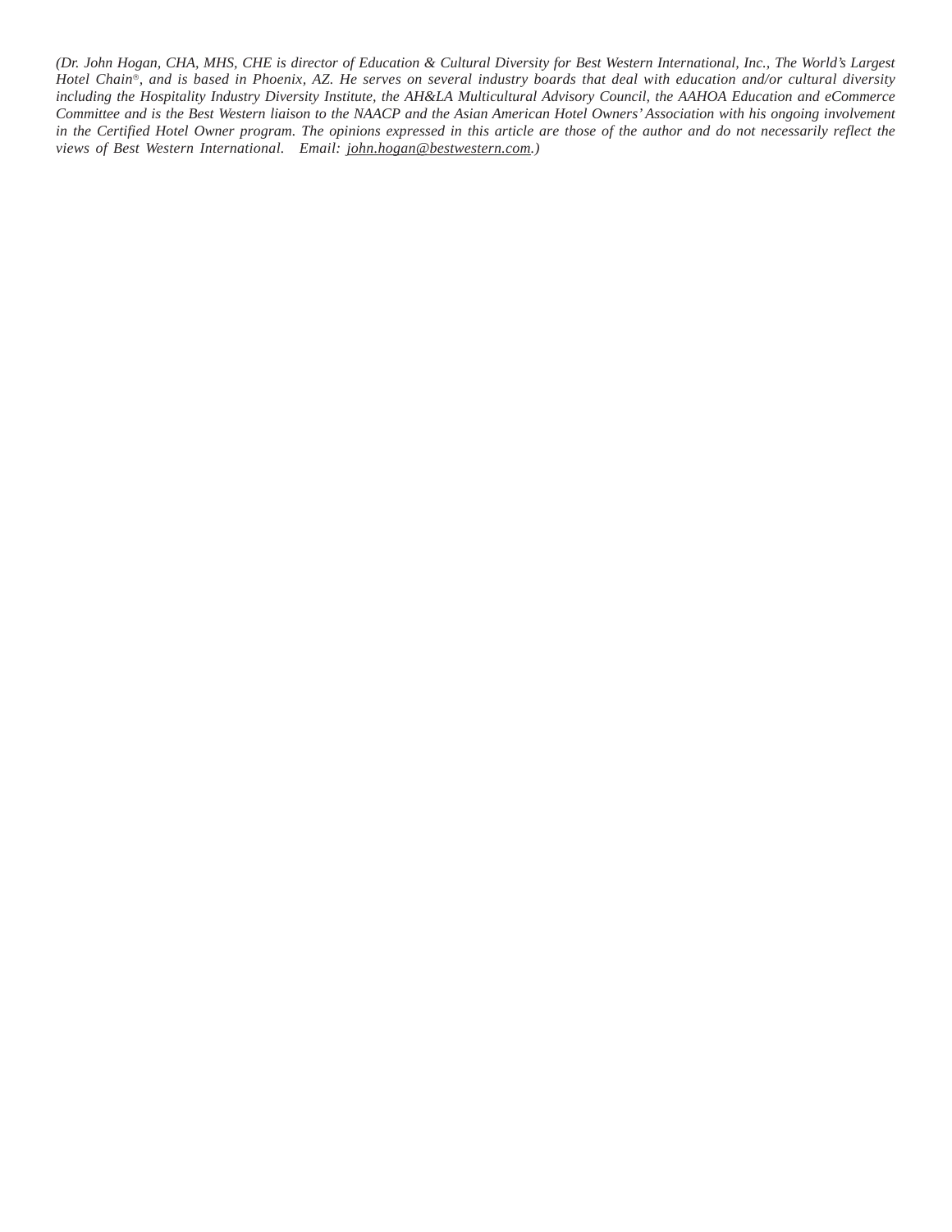*(Dr. John Hogan, CHA, MHS, CHE is director of Education & Cultural Diversity for Best Western International, Inc., The World's Largest Hotel Chain®, and is based in Phoenix, AZ. He serves on several industry boards that deal with education and/or cultural diversity including the Hospitality Industry Diversity Institute, the AH&LA Multicultural Advisory Council, the AAHOA Education and eCommerce Committee and is the Best Western liaison to the NAACP and the Asian American Hotel Owners' Association with his ongoing involvement in the Certified Hotel Owner program. The opinions expressed in this article are those of the author and do not necessarily reflect the views of Best Western International. Email: john.hogan@bestwestern.com.)*